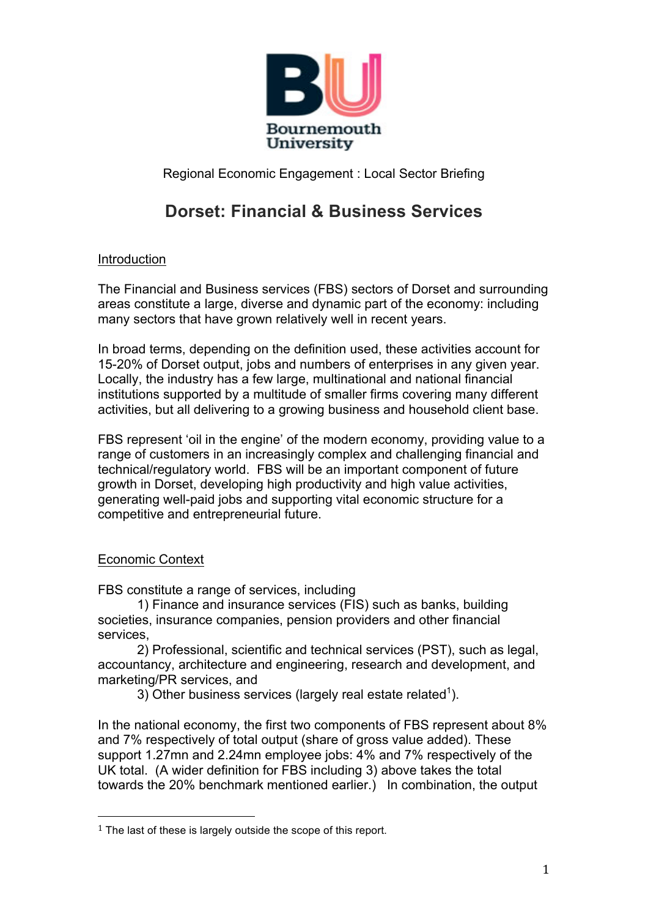Bournemouth University

Regional Economic Engagement : Local Sector Briefing

# Dorset: Financial & Business Services

## Introduction

The Financial and Business services (FBS) sectors of Dorset and surrounding areas constitute a large, diverse and dynamic part of the economy: including many sectors that have grown relatively well in recent years.

In broad terms, depending on the definition used, these activities account for 15-20% of Dorset output, jobs and numbers of enterprises in any given year. Locally, the industry has a few large, multinational and national financial institutions supported by a multitude of smaller firms covering many different activities, but all delivering to a growing business and household client base.

FBS represent 'oil in the engine' of the modern economy, providing value to a range of customers in an increasingly complex and challenging financial and technical/regulatory world. FBS will be an important component of future growth in Dorset, developing high productivity and high value activities, generating well-paid jobs and supporting vital economic structure for a competitive and entrepreneurial future.

## Economic Context

FBS constitute a range of services, including

1) Finance and insurance services (FIS) such as banks, building societies, insurance companies, pension providers and other financial services,

2) Professional, scientific and technical services (PST), such as legal, accountancy, architecture and engineering, research and development, and marketing/PR services, and

3) Other business services (largely real estate related[1]).

In the national economy, the first two components of FBS represent about 8% and 7% respectively of total output (share of gross value added). These support 1.27mn and 2.24mn employee jobs: 4% and 7% respectively of the UK total. (A wider definition for FBS including 3) above takes the total towards the 20% benchmark mentioned earlier.) In combination, the output

[1] The last of these is largely outside the scope of this report.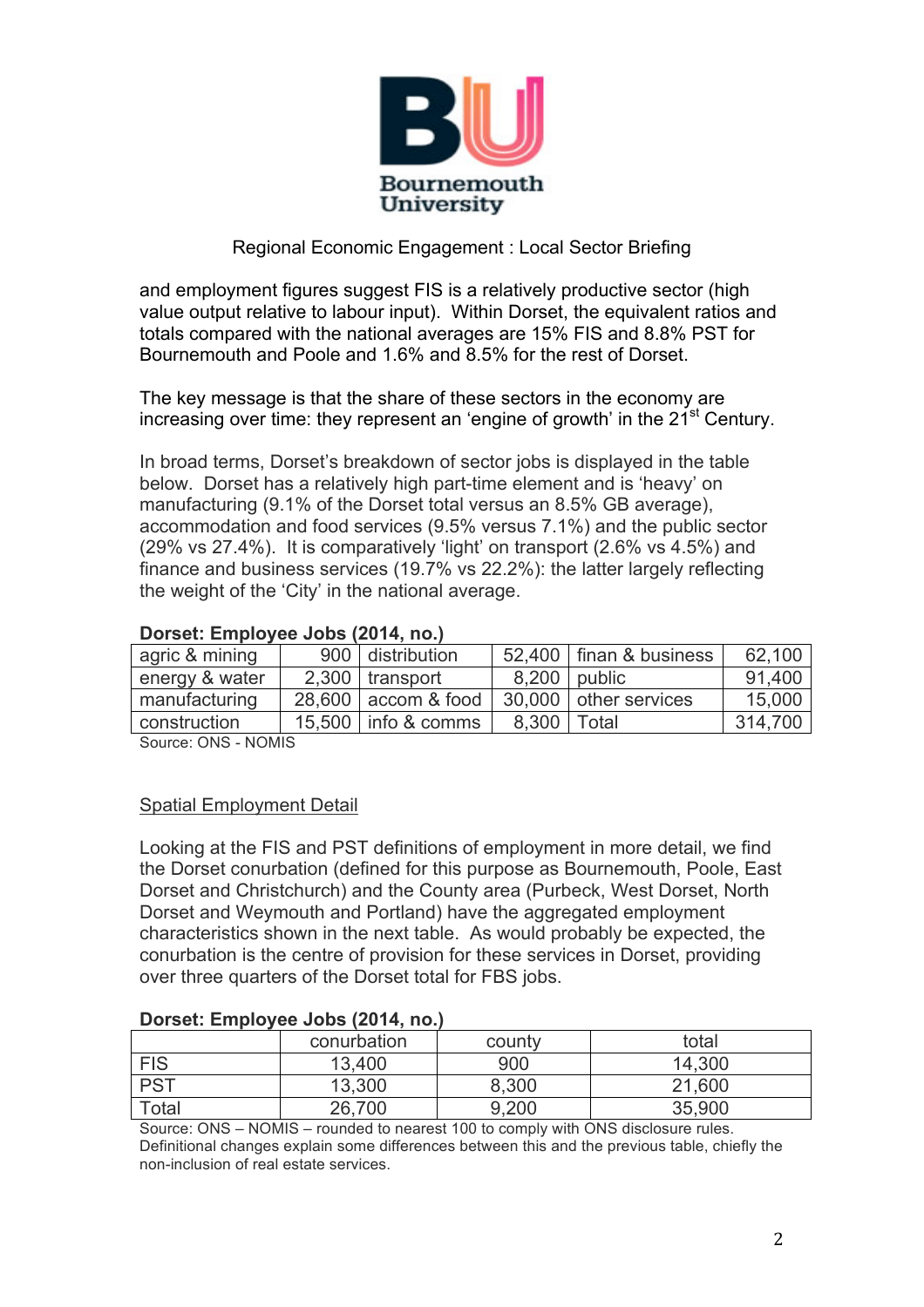Regional Economic Engagement : Local Sector Briefing

and employment figures suggest FIS is a relatively productive sector (high value output relative to labour input). Within Dorset, the equivalent ratios and totals compared with the national averages are 15% FIS and 8.8% PST for Bournemouth and Poole and 1.6% and 8.5% for the rest of Dorset.

The key message is that the share of these sectors in the economy are increasing over time: they represent an 'engine of growth' in the 21st Century.

In broad terms, Dorset's breakdown of sector jobs is displayed in the table below. Dorset has a relatively high part-time element and is 'heavy' on manufacturing (9.1% of the Dorset total versus an 8.5% GB average), accommodation and food services (9.5% versus 7.1%) and the public sector (29% vs 27.4%). It is comparatively 'light' on transport (2.6% vs 4.5%) and finance and business services (19.7% vs 22.2%): the latter largely reflecting the weight of the 'City' in the national average.

**Dorset: Employee Jobs (2014, no.)**

| | | | | | |
|---|---|---|---|---|---|
| agric & mining | 900 | distribution | 52,400 | finan & business | 62,100 |
| energy & water | 2,300 | transport | 8,200 | public | 91,400 |
| manufacturing | 28,600 | accom & food | 30,000 | other services | 15,000 |
| construction | 15,500 | info & comms | 8,300 | Total | 314,700 |

Source: ONS - NOMIS

## Spatial Employment Detail

Looking at the FIS and PST definitions of employment in more detail, we find the Dorset conurbation (defined for this purpose as Bournemouth, Poole, East Dorset and Christchurch) and the County area (Purbeck, West Dorset, North Dorset and Weymouth and Portland) have the aggregated employment characteristics shown in the next table. As would probably be expected, the conurbation is the centre of provision for these services in Dorset, providing over three quarters of the Dorset total for FBS jobs.

**Dorset: Employee Jobs (2014, no.)**

| | conurbation | county | total |
|---|---|---|---|
| FIS | 13,400 | 900 | 14,300 |
| PST | 13,300 | 8,300 | 21,600 |
| Total | 26,700 | 9,200 | 35,900 |

Source: ONS – NOMIS – rounded to nearest 100 to comply with ONS disclosure rules. Definitional changes explain some differences between this and the previous table, chiefly the non-inclusion of real estate services.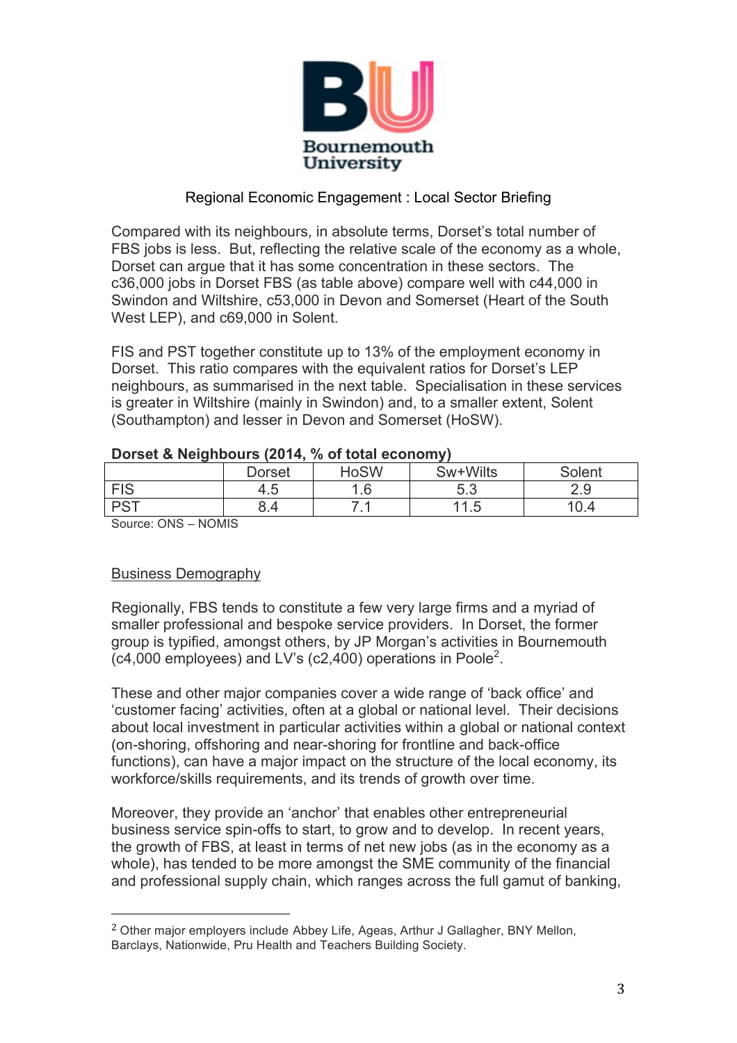Regional Economic Engagement : Local Sector Briefing

Compared with its neighbours, in absolute terms, Dorset's total number of FBS jobs is less. But, reflecting the relative scale of the economy as a whole, Dorset can argue that it has some concentration in these sectors. The c36,000 jobs in Dorset FBS (as table above) compare well with c44,000 in Swindon and Wiltshire, c53,000 in Devon and Somerset (Heart of the South West LEP), and c69,000 in Solent.

FIS and PST together constitute up to 13% of the employment economy in Dorset. This ratio compares with the equivalent ratios for Dorset's LEP neighbours, as summarised in the next table. Specialisation in these services is greater in Wiltshire (mainly in Swindon) and, to a smaller extent, Solent (Southampton) and lesser in Devon and Somerset (HoSW).

**Dorset & Neighbours (2014, % of total economy)**

| | Dorset | HoSW | Sw+Wilts | Solent |
|---|---|---|---|---|
| FIS | 4.5 | 1.6 | 5.3 | 2.9 |
| PST | 8.4 | 7.1 | 11.5 | 10.4 |

Source: ONS – NOMIS

## Business Demography

Regionally, FBS tends to constitute a few very large firms and a myriad of smaller professional and bespoke service providers. In Dorset, the former group is typified, amongst others, by JP Morgan's activities in Bournemouth (c4,000 employees) and LV's (c2,400) operations in Poole[2].

These and other major companies cover a wide range of 'back office' and 'customer facing' activities, often at a global or national level. Their decisions about local investment in particular activities within a global or national context (on-shoring, offshoring and near-shoring for frontline and back-office functions), can have a major impact on the structure of the local economy, its workforce/skills requirements, and its trends of growth over time.

Moreover, they provide an 'anchor' that enables other entrepreneurial business service spin-offs to start, to grow and to develop. In recent years, the growth of FBS, at least in terms of net new jobs (as in the economy as a whole), has tended to be more amongst the SME community of the financial and professional supply chain, which ranges across the full gamut of banking,

---

[2] Other major employers include Abbey Life, Ageas, Arthur J Gallagher, BNY Mellon, Barclays, Nationwide, Pru Health and Teachers Building Society.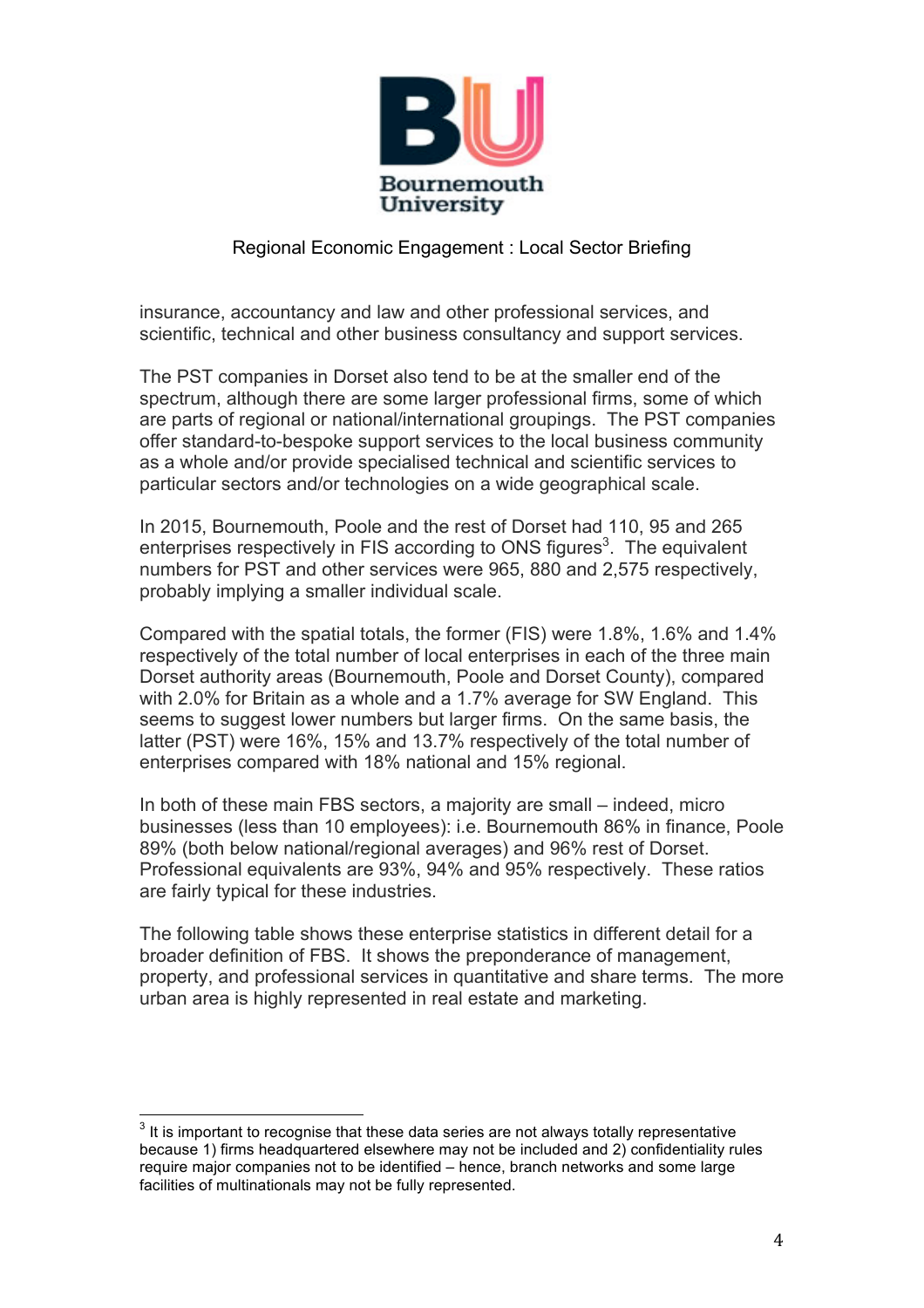insurance, accountancy and law and other professional services, and scientific, technical and other business consultancy and support services.

The PST companies in Dorset also tend to be at the smaller end of the spectrum, although there are some larger professional firms, some of which are parts of regional or national/international groupings. The PST companies offer standard-to-bespoke support services to the local business community as a whole and/or provide specialised technical and scientific services to particular sectors and/or technologies on a wide geographical scale.

In 2015, Bournemouth, Poole and the rest of Dorset had 110, 95 and 265 enterprises respectively in FIS according to ONS figures[3]. The equivalent numbers for PST and other services were 965, 880 and 2,575 respectively, probably implying a smaller individual scale.

Compared with the spatial totals, the former (FIS) were 1.8%, 1.6% and 1.4% respectively of the total number of local enterprises in each of the three main Dorset authority areas (Bournemouth, Poole and Dorset County), compared with 2.0% for Britain as a whole and a 1.7% average for SW England. This seems to suggest lower numbers but larger firms. On the same basis, the latter (PST) were 16%, 15% and 13.7% respectively of the total number of enterprises compared with 18% national and 15% regional.

In both of these main FBS sectors, a majority are small – indeed, micro businesses (less than 10 employees): i.e. Bournemouth 86% in finance, Poole 89% (both below national/regional averages) and 96% rest of Dorset. Professional equivalents are 93%, 94% and 95% respectively. These ratios are fairly typical for these industries.

The following table shows these enterprise statistics in different detail for a broader definition of FBS. It shows the preponderance of management, property, and professional services in quantitative and share terms. The more urban area is highly represented in real estate and marketing.

[3] It is important to recognise that these data series are not always totally representative because 1) firms headquartered elsewhere may not be included and 2) confidentiality rules require major companies not to be identified – hence, branch networks and some large facilities of multinationals may not be fully represented.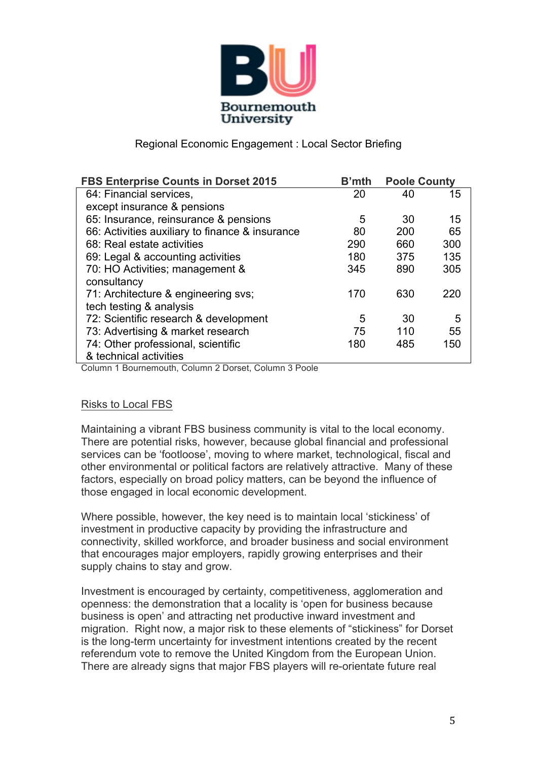Bournemouth University

Regional Economic Engagement : Local Sector Briefing

| FBS Enterprise Counts in Dorset 2015 | B'mth | Poole | County |
|---|---|---|---|
| 64: Financial services, except insurance & pensions | 20 | 40 | 15 |
| 65: Insurance, reinsurance & pensions | 5 | 30 | 15 |
| 66: Activities auxiliary to finance & insurance | 80 | 200 | 65 |
| 68: Real estate activities | 290 | 660 | 300 |
| 69: Legal & accounting activities | 180 | 375 | 135 |
| 70: HO Activities; management & consultancy | 345 | 890 | 305 |
| 71: Architecture & engineering svs; tech testing & analysis | 170 | 630 | 220 |
| 72: Scientific research & development | 5 | 30 | 5 |
| 73: Advertising & market research | 75 | 110 | 55 |
| 74: Other professional, scientific & technical activities | 180 | 485 | 150 |

Column 1 Bournemouth, Column 2 Dorset, Column 3 Poole

## Risks to Local FBS

Maintaining a vibrant FBS business community is vital to the local economy. There are potential risks, however, because global financial and professional services can be 'footloose', moving to where market, technological, fiscal and other environmental or political factors are relatively attractive. Many of these factors, especially on broad policy matters, can be beyond the influence of those engaged in local economic development.

Where possible, however, the key need is to maintain local 'stickiness' of investment in productive capacity by providing the infrastructure and connectivity, skilled workforce, and broader business and social environment that encourages major employers, rapidly growing enterprises and their supply chains to stay and grow.

Investment is encouraged by certainty, competitiveness, agglomeration and openness: the demonstration that a locality is 'open for business because business is open' and attracting net productive inward investment and migration. Right now, a major risk to these elements of "stickiness" for Dorset is the long-term uncertainty for investment intentions created by the recent referendum vote to remove the United Kingdom from the European Union. There are already signs that major FBS players will re-orientate future real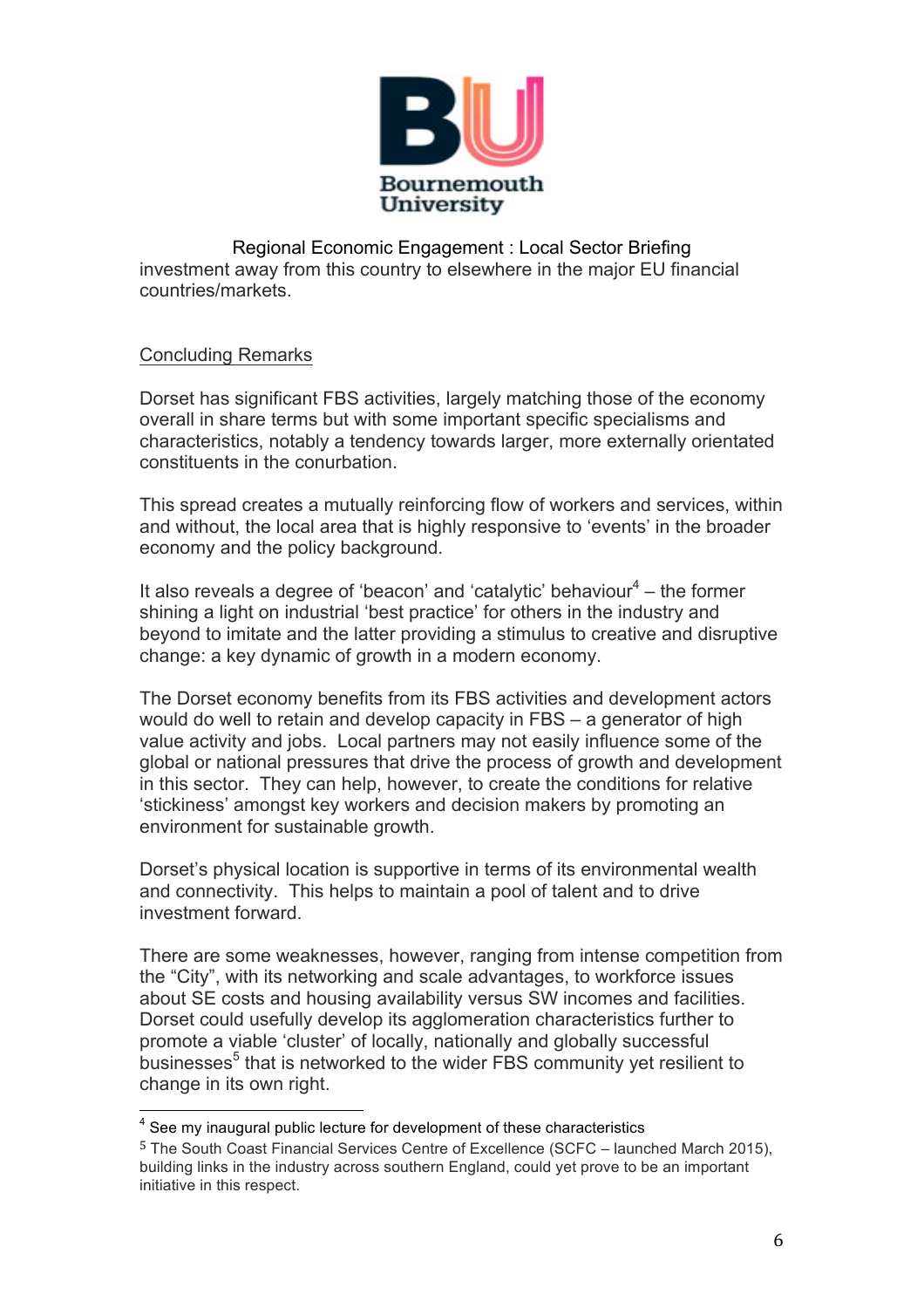investment away from this country to elsewhere in the major EU financial countries/markets.

## Concluding Remarks

Dorset has significant FBS activities, largely matching those of the economy overall in share terms but with some important specific specialisms and characteristics, notably a tendency towards larger, more externally orientated constituents in the conurbation.

This spread creates a mutually reinforcing flow of workers and services, within and without, the local area that is highly responsive to 'events' in the broader economy and the policy background.

It also reveals a degree of 'beacon' and 'catalytic' behaviour[4] – the former shining a light on industrial 'best practice' for others in the industry and beyond to imitate and the latter providing a stimulus to creative and disruptive change: a key dynamic of growth in a modern economy.

The Dorset economy benefits from its FBS activities and development actors would do well to retain and develop capacity in FBS – a generator of high value activity and jobs. Local partners may not easily influence some of the global or national pressures that drive the process of growth and development in this sector. They can help, however, to create the conditions for relative 'stickiness' amongst key workers and decision makers by promoting an environment for sustainable growth.

Dorset's physical location is supportive in terms of its environmental wealth and connectivity. This helps to maintain a pool of talent and to drive investment forward.

There are some weaknesses, however, ranging from intense competition from the "City", with its networking and scale advantages, to workforce issues about SE costs and housing availability versus SW incomes and facilities. Dorset could usefully develop its agglomeration characteristics further to promote a viable 'cluster' of locally, nationally and globally successful businesses[5] that is networked to the wider FBS community yet resilient to change in its own right.

---

[4] See my inaugural public lecture for development of these characteristics

[5] The South Coast Financial Services Centre of Excellence (SCFC – launched March 2015), building links in the industry across southern England, could yet prove to be an important initiative in this respect.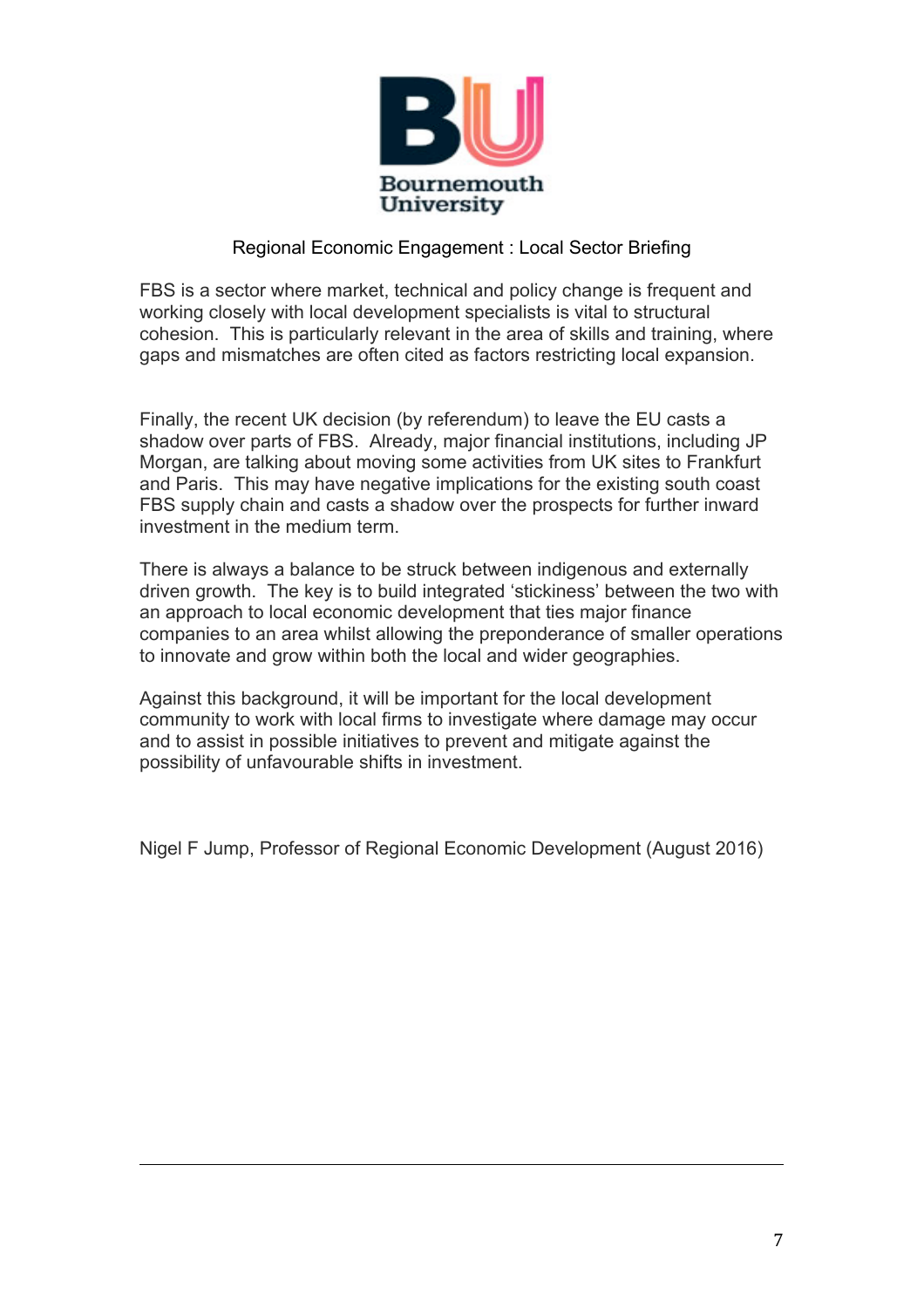Bournemouth University

Regional Economic Engagement : Local Sector Briefing

FBS is a sector where market, technical and policy change is frequent and working closely with local development specialists is vital to structural cohesion. This is particularly relevant in the area of skills and training, where gaps and mismatches are often cited as factors restricting local expansion.

Finally, the recent UK decision (by referendum) to leave the EU casts a shadow over parts of FBS. Already, major financial institutions, including JP Morgan, are talking about moving some activities from UK sites to Frankfurt and Paris. This may have negative implications for the existing south coast FBS supply chain and casts a shadow over the prospects for further inward investment in the medium term.

There is always a balance to be struck between indigenous and externally driven growth. The key is to build integrated 'stickiness' between the two with an approach to local economic development that ties major finance companies to an area whilst allowing the preponderance of smaller operations to innovate and grow within both the local and wider geographies.

Against this background, it will be important for the local development community to work with local firms to investigate where damage may occur and to assist in possible initiatives to prevent and mitigate against the possibility of unfavourable shifts in investment.

Nigel F Jump, Professor of Regional Economic Development (August 2016)